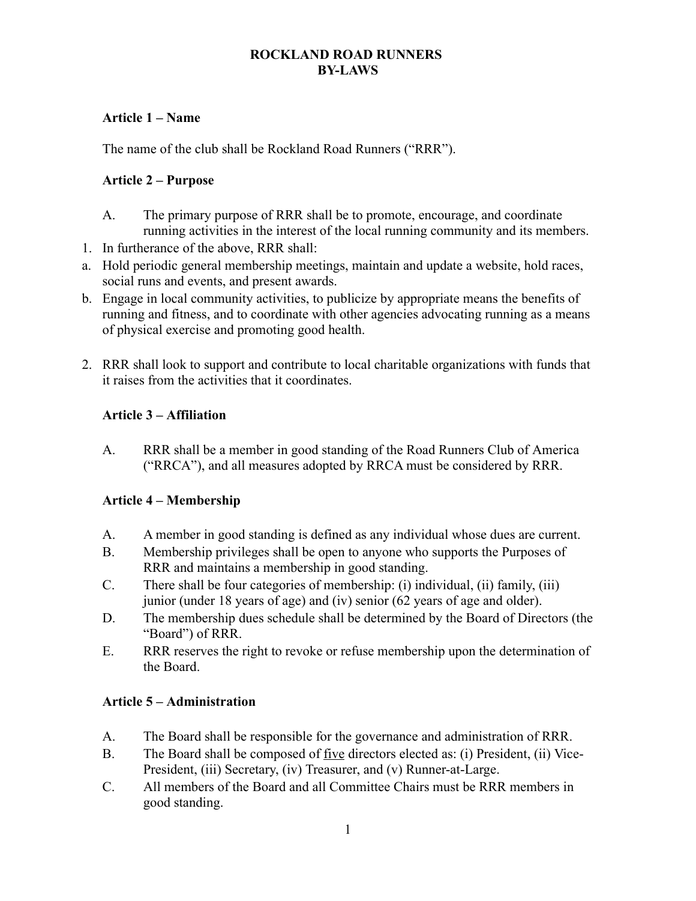# ROCKLAND ROAD RUNNERS
# BY-LAWS

**Article 1 – Name**

The name of the club shall be Rockland Road Runners ("RRR").

**Article 2 – Purpose**

A. The primary purpose of RRR shall be to promote, encourage, and coordinate running activities in the interest of the local running community and its members.

1. In furtherance of the above, RRR shall:
   a. Hold periodic general membership meetings, maintain and update a website, hold races, social runs and events, and present awards.
   b. Engage in local community activities, to publicize by appropriate means the benefits of running and fitness, and to coordinate with other agencies advocating running as a means of physical exercise and promoting good health.

2. RRR shall look to support and contribute to local charitable organizations with funds that it raises from the activities that it coordinates.

**Article 3 – Affiliation**

A. RRR shall be a member in good standing of the Road Runners Club of America ("RRCA"), and all measures adopted by RRCA must be considered by RRR.

**Article 4 – Membership**

A. A member in good standing is defined as any individual whose dues are current.

B. Membership privileges shall be open to anyone who supports the Purposes of RRR and maintains a membership in good standing.

C. There shall be four categories of membership: (i) individual, (ii) family, (iii) junior (under 18 years of age) and (iv) senior (62 years of age and older).

D. The membership dues schedule shall be determined by the Board of Directors (the "Board") of RRR.

E. RRR reserves the right to revoke or refuse membership upon the determination of the Board.

**Article 5 – Administration**

A. The Board shall be responsible for the governance and administration of RRR.

B. The Board shall be composed of <u>five</u> directors elected as: (i) President, (ii) Vice-President, (iii) Secretary, (iv) Treasurer, and (v) Runner-at-Large.

C. All members of the Board and all Committee Chairs must be RRR members in good standing.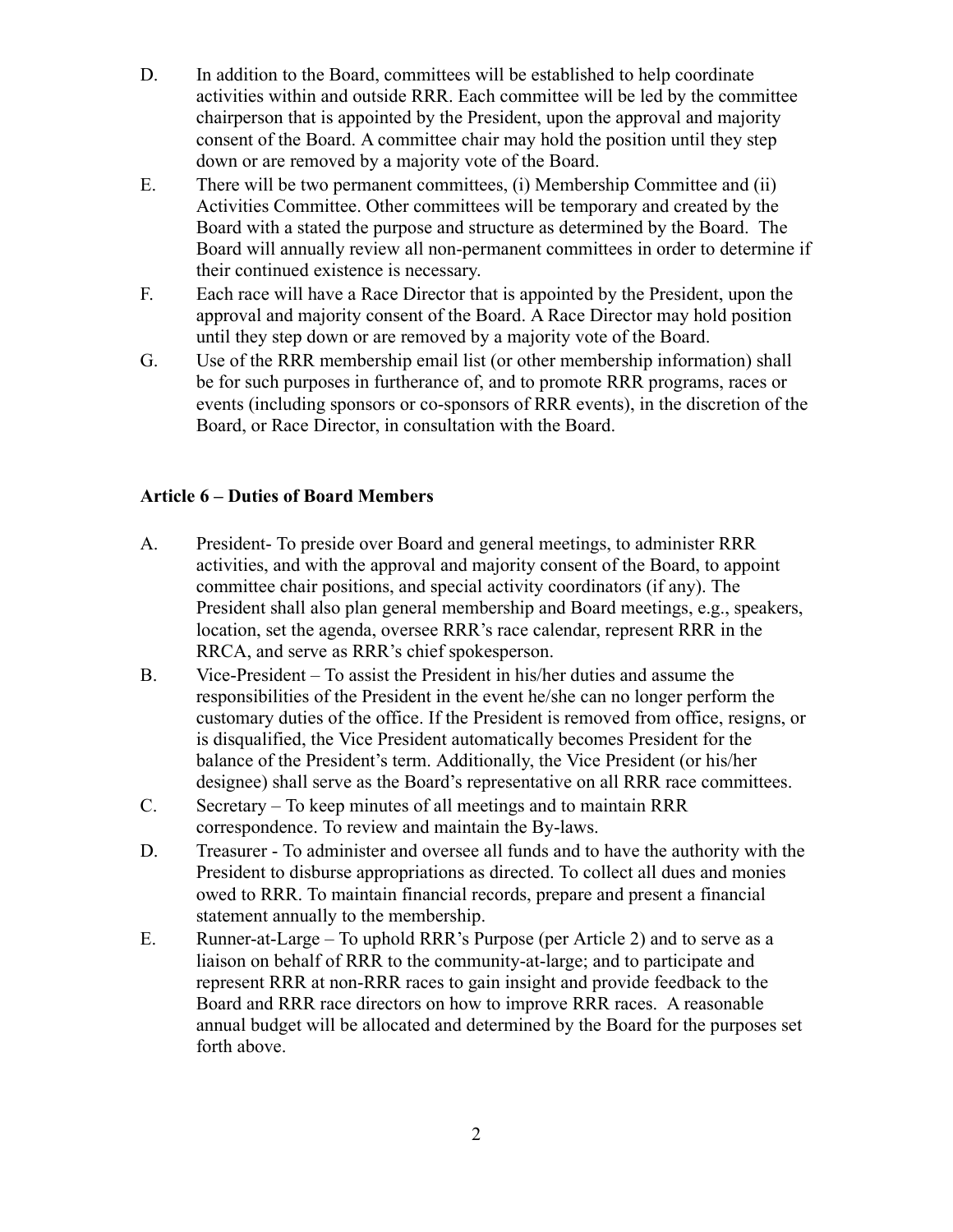D. In addition to the Board, committees will be established to help coordinate activities within and outside RRR. Each committee will be led by the committee chairperson that is appointed by the President, upon the approval and majority consent of the Board. A committee chair may hold the position until they step down or are removed by a majority vote of the Board.

E. There will be two permanent committees, (i) Membership Committee and (ii) Activities Committee. Other committees will be temporary and created by the Board with a stated the purpose and structure as determined by the Board. The Board will annually review all non-permanent committees in order to determine if their continued existence is necessary.

F. Each race will have a Race Director that is appointed by the President, upon the approval and majority consent of the Board. A Race Director may hold position until they step down or are removed by a majority vote of the Board.

G. Use of the RRR membership email list (or other membership information) shall be for such purposes in furtherance of, and to promote RRR programs, races or events (including sponsors or co-sponsors of RRR events), in the discretion of the Board, or Race Director, in consultation with the Board.

**Article 6 – Duties of Board Members**

A. President- To preside over Board and general meetings, to administer RRR activities, and with the approval and majority consent of the Board, to appoint committee chair positions, and special activity coordinators (if any). The President shall also plan general membership and Board meetings, e.g., speakers, location, set the agenda, oversee RRR's race calendar, represent RRR in the RRCA, and serve as RRR's chief spokesperson.

B. Vice-President – To assist the President in his/her duties and assume the responsibilities of the President in the event he/she can no longer perform the customary duties of the office. If the President is removed from office, resigns, or is disqualified, the Vice President automatically becomes President for the balance of the President's term. Additionally, the Vice President (or his/her designee) shall serve as the Board's representative on all RRR race committees.

C. Secretary – To keep minutes of all meetings and to maintain RRR correspondence. To review and maintain the By-laws.

D. Treasurer - To administer and oversee all funds and to have the authority with the President to disburse appropriations as directed. To collect all dues and monies owed to RRR. To maintain financial records, prepare and present a financial statement annually to the membership.

E. Runner-at-Large – To uphold RRR's Purpose (per Article 2) and to serve as a liaison on behalf of RRR to the community-at-large; and to participate and represent RRR at non-RRR races to gain insight and provide feedback to the Board and RRR race directors on how to improve RRR races. A reasonable annual budget will be allocated and determined by the Board for the purposes set forth above.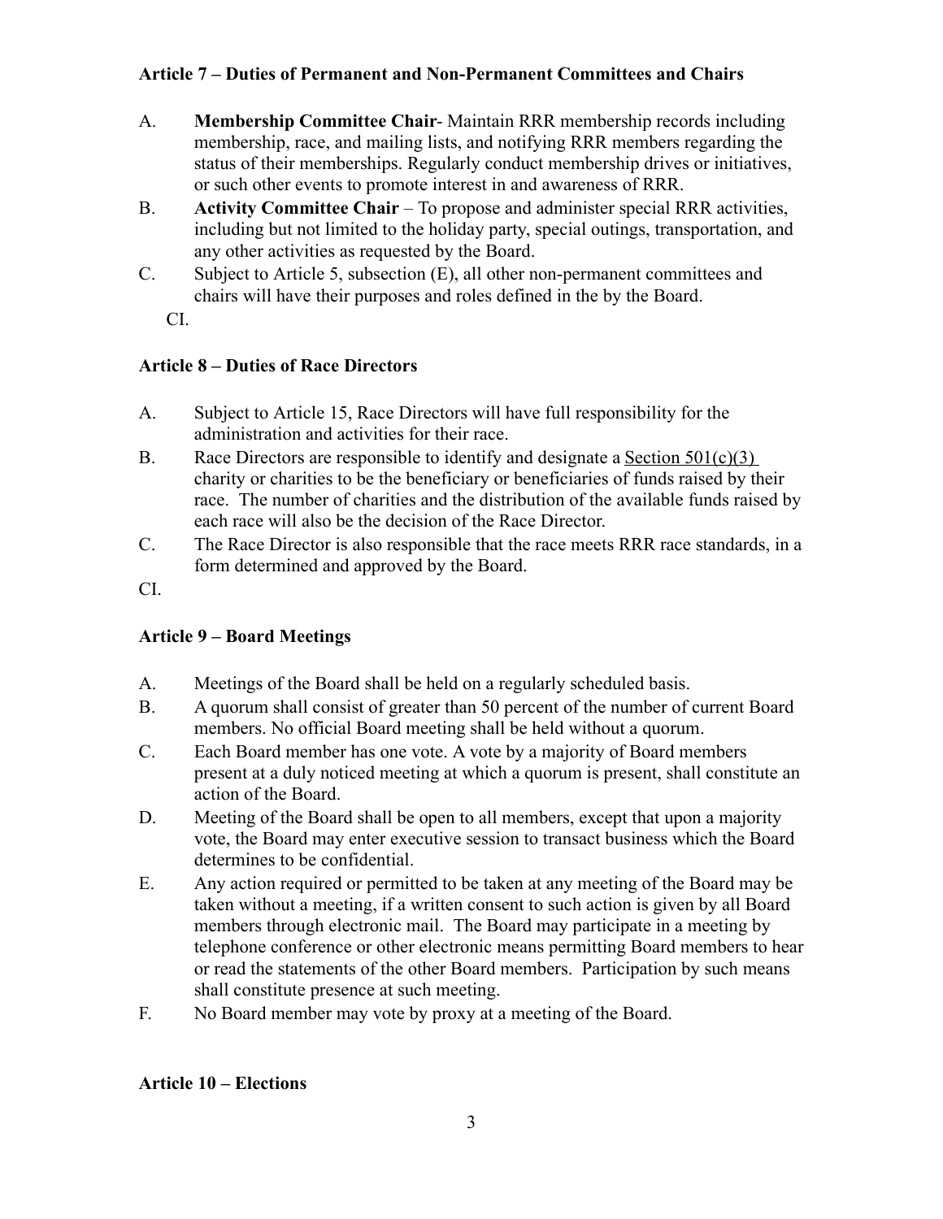**Article 7 – Duties of Permanent and Non-Permanent Committees and Chairs**

A. **Membership Committee Chair**- Maintain RRR membership records including membership, race, and mailing lists, and notifying RRR members regarding the status of their memberships. Regularly conduct membership drives or initiatives, or such other events to promote interest in and awareness of RRR.

B. **Activity Committee Chair** – To propose and administer special RRR activities, including but not limited to the holiday party, special outings, transportation, and any other activities as requested by the Board.

C. Subject to Article 5, subsection (E), all other non-permanent committees and chairs will have their purposes and roles defined in the by the Board.

CI.

**Article 8 – Duties of Race Directors**

A. Subject to Article 15, Race Directors will have full responsibility for the administration and activities for their race.

B. Race Directors are responsible to identify and designate a Section 501(c)(3) charity or charities to be the beneficiary or beneficiaries of funds raised by their race. The number of charities and the distribution of the available funds raised by each race will also be the decision of the Race Director.

C. The Race Director is also responsible that the race meets RRR race standards, in a form determined and approved by the Board.

CI.

**Article 9 – Board Meetings**

A. Meetings of the Board shall be held on a regularly scheduled basis.

B. A quorum shall consist of greater than 50 percent of the number of current Board members. No official Board meeting shall be held without a quorum.

C. Each Board member has one vote. A vote by a majority of Board members present at a duly noticed meeting at which a quorum is present, shall constitute an action of the Board.

D. Meeting of the Board shall be open to all members, except that upon a majority vote, the Board may enter executive session to transact business which the Board determines to be confidential.

E. Any action required or permitted to be taken at any meeting of the Board may be taken without a meeting, if a written consent to such action is given by all Board members through electronic mail. The Board may participate in a meeting by telephone conference or other electronic means permitting Board members to hear or read the statements of the other Board members. Participation by such means shall constitute presence at such meeting.

F. No Board member may vote by proxy at a meeting of the Board.

**Article 10 – Elections**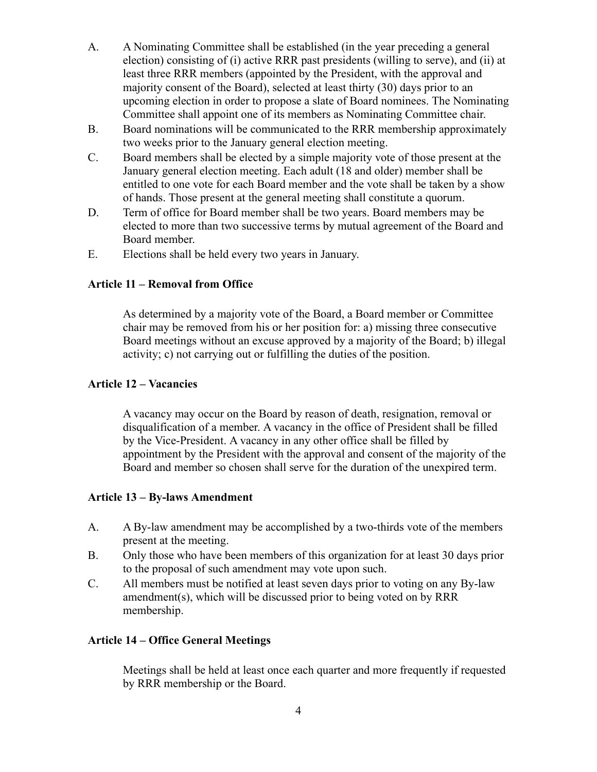A. A Nominating Committee shall be established (in the year preceding a general election) consisting of (i) active RRR past presidents (willing to serve), and (ii) at least three RRR members (appointed by the President, with the approval and majority consent of the Board), selected at least thirty (30) days prior to an upcoming election in order to propose a slate of Board nominees. The Nominating Committee shall appoint one of its members as Nominating Committee chair.

B. Board nominations will be communicated to the RRR membership approximately two weeks prior to the January general election meeting.

C. Board members shall be elected by a simple majority vote of those present at the January general election meeting. Each adult (18 and older) member shall be entitled to one vote for each Board member and the vote shall be taken by a show of hands. Those present at the general meeting shall constitute a quorum.

D. Term of office for Board member shall be two years. Board members may be elected to more than two successive terms by mutual agreement of the Board and Board member.

E. Elections shall be held every two years in January.

**Article 11 – Removal from Office**

As determined by a majority vote of the Board, a Board member or Committee chair may be removed from his or her position for: a) missing three consecutive Board meetings without an excuse approved by a majority of the Board; b) illegal activity; c) not carrying out or fulfilling the duties of the position.

**Article 12 – Vacancies**

A vacancy may occur on the Board by reason of death, resignation, removal or disqualification of a member. A vacancy in the office of President shall be filled by the Vice-President. A vacancy in any other office shall be filled by appointment by the President with the approval and consent of the majority of the Board and member so chosen shall serve for the duration of the unexpired term.

**Article 13 – By-laws Amendment**

A. A By-law amendment may be accomplished by a two-thirds vote of the members present at the meeting.

B. Only those who have been members of this organization for at least 30 days prior to the proposal of such amendment may vote upon such.

C. All members must be notified at least seven days prior to voting on any By-law amendment(s), which will be discussed prior to being voted on by RRR membership.

**Article 14 – Office General Meetings**

Meetings shall be held at least once each quarter and more frequently if requested by RRR membership or the Board.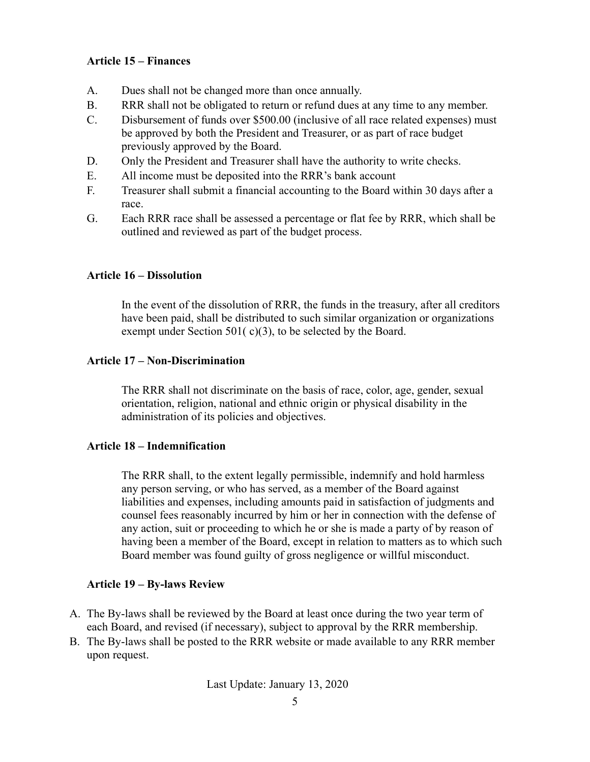**Article 15 – Finances**

A. Dues shall not be changed more than once annually.
B. RRR shall not be obligated to return or refund dues at any time to any member.
C. Disbursement of funds over $500.00 (inclusive of all race related expenses) must be approved by both the President and Treasurer, or as part of race budget previously approved by the Board.
D. Only the President and Treasurer shall have the authority to write checks.
E. All income must be deposited into the RRR's bank account
F. Treasurer shall submit a financial accounting to the Board within 30 days after a race.
G. Each RRR race shall be assessed a percentage or flat fee by RRR, which shall be outlined and reviewed as part of the budget process.

**Article 16 – Dissolution**

In the event of the dissolution of RRR, the funds in the treasury, after all creditors have been paid, shall be distributed to such similar organization or organizations exempt under Section 501( c)(3), to be selected by the Board.

**Article 17 – Non-Discrimination**

The RRR shall not discriminate on the basis of race, color, age, gender, sexual orientation, religion, national and ethnic origin or physical disability in the administration of its policies and objectives.

**Article 18 – Indemnification**

The RRR shall, to the extent legally permissible, indemnify and hold harmless any person serving, or who has served, as a member of the Board against liabilities and expenses, including amounts paid in satisfaction of judgments and counsel fees reasonably incurred by him or her in connection with the defense of any action, suit or proceeding to which he or she is made a party of by reason of having been a member of the Board, except in relation to matters as to which such Board member was found guilty of gross negligence or willful misconduct.

**Article 19 – By-laws Review**

A. The By-laws shall be reviewed by the Board at least once during the two year term of each Board, and revised (if necessary), subject to approval by the RRR membership.
B. The By-laws shall be posted to the RRR website or made available to any RRR member upon request.

Last Update: January 13, 2020